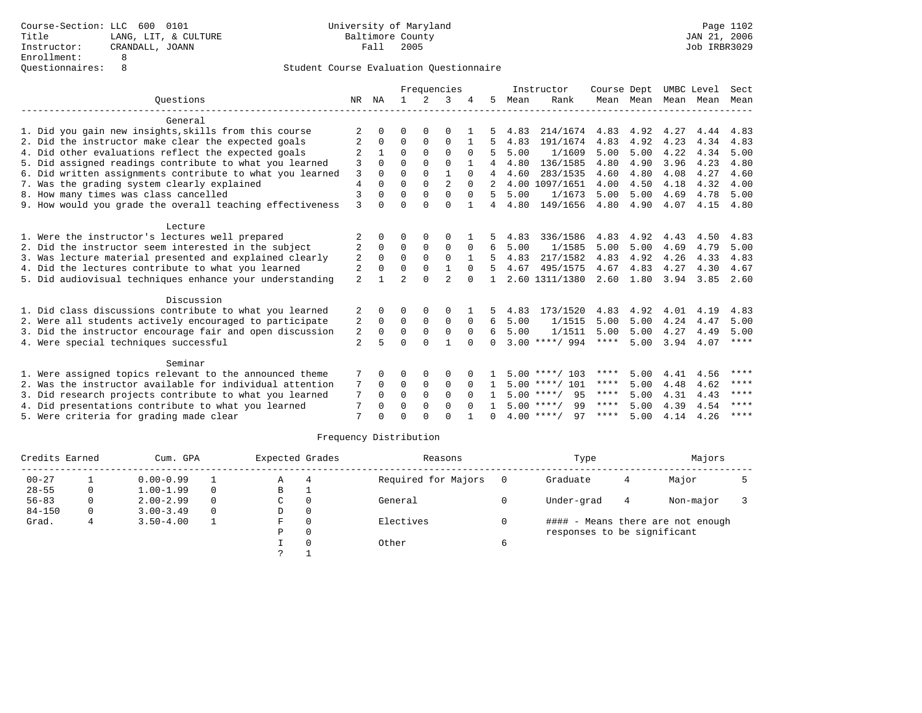Course-Section: LLC 600 0101
Title: LANG, LIT, & CULTURE
Instructor: CRANDALL, JOANN
Enrollment: 8
Questionnaires: 8

University of Maryland
Baltimore County
Fall 2005

JAN 21, 2006
Job IRBR3029

## Student Course Evaluation Questionnaire

| Questions | NR | NA | 1 | 2 | 3 | 4 | 5 | Instructor Mean | Rank | Course Mean | Dept Mean | UMBC Mean | Level Mean | Sect Mean |
|---|---|---|---|---|---|---|---|---|---|---|---|---|---|---|
| **General** | | | | | | | | | | | | | | |
| 1. Did you gain new insights,skills from this course | 2 | 0 | 0 | 0 | 0 | 1 | 5 | 4.83 | 214/1674 | 4.83 | 4.92 | 4.27 | 4.44 | 4.83 |
| 2. Did the instructor make clear the expected goals | 2 | 0 | 0 | 0 | 0 | 1 | 5 | 4.83 | 191/1674 | 4.83 | 4.92 | 4.23 | 4.34 | 4.83 |
| 4. Did other evaluations reflect the expected goals | 2 | 1 | 0 | 0 | 0 | 0 | 5 | 5.00 | 1/1609 | 5.00 | 5.00 | 4.22 | 4.34 | 5.00 |
| 5. Did assigned readings contribute to what you learned | 3 | 0 | 0 | 0 | 0 | 1 | 4 | 4.80 | 136/1585 | 4.80 | 4.90 | 3.96 | 4.23 | 4.80 |
| 6. Did written assignments contribute to what you learned | 3 | 0 | 0 | 0 | 1 | 0 | 4 | 4.60 | 283/1535 | 4.60 | 4.80 | 4.08 | 4.27 | 4.60 |
| 7. Was the grading system clearly explained | 4 | 0 | 0 | 0 | 2 | 0 | 2 | 4.00 | 1097/1651 | 4.00 | 4.50 | 4.18 | 4.32 | 4.00 |
| 8. How many times was class cancelled | 3 | 0 | 0 | 0 | 0 | 0 | 5 | 5.00 | 1/1673 | 5.00 | 5.00 | 4.69 | 4.78 | 5.00 |
| 9. How would you grade the overall teaching effectiveness | 3 | 0 | 0 | 0 | 0 | 1 | 4 | 4.80 | 149/1656 | 4.80 | 4.90 | 4.07 | 4.15 | 4.80 |
| **Lecture** | | | | | | | | | | | | | | |
| 1. Were the instructor's lectures well prepared | 2 | 0 | 0 | 0 | 0 | 1 | 5 | 4.83 | 336/1586 | 4.83 | 4.92 | 4.43 | 4.50 | 4.83 |
| 2. Did the instructor seem interested in the subject | 2 | 0 | 0 | 0 | 0 | 0 | 6 | 5.00 | 1/1585 | 5.00 | 5.00 | 4.69 | 4.79 | 5.00 |
| 3. Was lecture material presented and explained clearly | 2 | 0 | 0 | 0 | 0 | 1 | 5 | 4.83 | 217/1582 | 4.83 | 4.92 | 4.26 | 4.33 | 4.83 |
| 4. Did the lectures contribute to what you learned | 2 | 0 | 0 | 0 | 1 | 0 | 5 | 4.67 | 495/1575 | 4.67 | 4.83 | 4.27 | 4.30 | 4.67 |
| 5. Did audiovisual techniques enhance your understanding | 2 | 1 | 2 | 0 | 2 | 0 | 1 | 2.60 | 1311/1380 | 2.60 | 1.80 | 3.94 | 3.85 | 2.60 |
| **Discussion** | | | | | | | | | | | | | | |
| 1. Did class discussions contribute to what you learned | 2 | 0 | 0 | 0 | 0 | 1 | 5 | 4.83 | 173/1520 | 4.83 | 4.92 | 4.01 | 4.19 | 4.83 |
| 2. Were all students actively encouraged to participate | 2 | 0 | 0 | 0 | 0 | 0 | 6 | 5.00 | 1/1515 | 5.00 | 5.00 | 4.24 | 4.47 | 5.00 |
| 3. Did the instructor encourage fair and open discussion | 2 | 0 | 0 | 0 | 0 | 0 | 6 | 5.00 | 1/1511 | 5.00 | 5.00 | 4.27 | 4.49 | 5.00 |
| 4. Were special techniques successful | 2 | 5 | 0 | 0 | 1 | 0 | 0 | 3.00 | ****/ 994 | **** | 5.00 | 3.94 | 4.07 | **** |
| **Seminar** | | | | | | | | | | | | | | |
| 1. Were assigned topics relevant to the announced theme | 7 | 0 | 0 | 0 | 0 | 0 | 1 | 5.00 | ****/ 103 | **** | 5.00 | 4.41 | 4.56 | **** |
| 2. Was the instructor available for individual attention | 7 | 0 | 0 | 0 | 0 | 0 | 1 | 5.00 | ****/ 101 | **** | 5.00 | 4.48 | 4.62 | **** |
| 3. Did research projects contribute to what you learned | 7 | 0 | 0 | 0 | 0 | 0 | 1 | 5.00 | ****/ 95 | **** | 5.00 | 4.31 | 4.43 | **** |
| 4. Did presentations contribute to what you learned | 7 | 0 | 0 | 0 | 0 | 0 | 1 | 5.00 | ****/ 99 | **** | 5.00 | 4.39 | 4.54 | **** |
| 5. Were criteria for grading made clear | 7 | 0 | 0 | 0 | 0 | 1 | 0 | 4.00 | ****/ 97 | **** | 5.00 | 4.14 | 4.26 | **** |

## Frequency Distribution

| Credits Earned | | Cum. GPA | | Expected Grades | | Reasons | | Type | | Majors | |
|---|---|---|---|---|---|---|---|---|---|---|---|
| 00-27 | 1 | 0.00-0.99 | 1 | A | 4 | Required for Majors | 0 | Graduate | 4 | Major | 5 |
| 28-55 | 0 | 1.00-1.99 | 0 | B | 1 | | | | | | |
| 56-83 | 0 | 2.00-2.99 | 0 | C | 0 | General | 0 | Under-grad | 4 | Non-major | 3 |
| 84-150 | 0 | 3.00-3.49 | 0 | D | 0 | | | | | | |
| Grad. | 4 | 3.50-4.00 | 1 | F | 0 | Electives | 0 | #### - Means there are not enough responses to be significant | | | |
| | | | | P | 0 | | | | | | |
| | | | | I | 0 | Other | 6 | | | | |
| | | | | ? | 1 | | | | | | |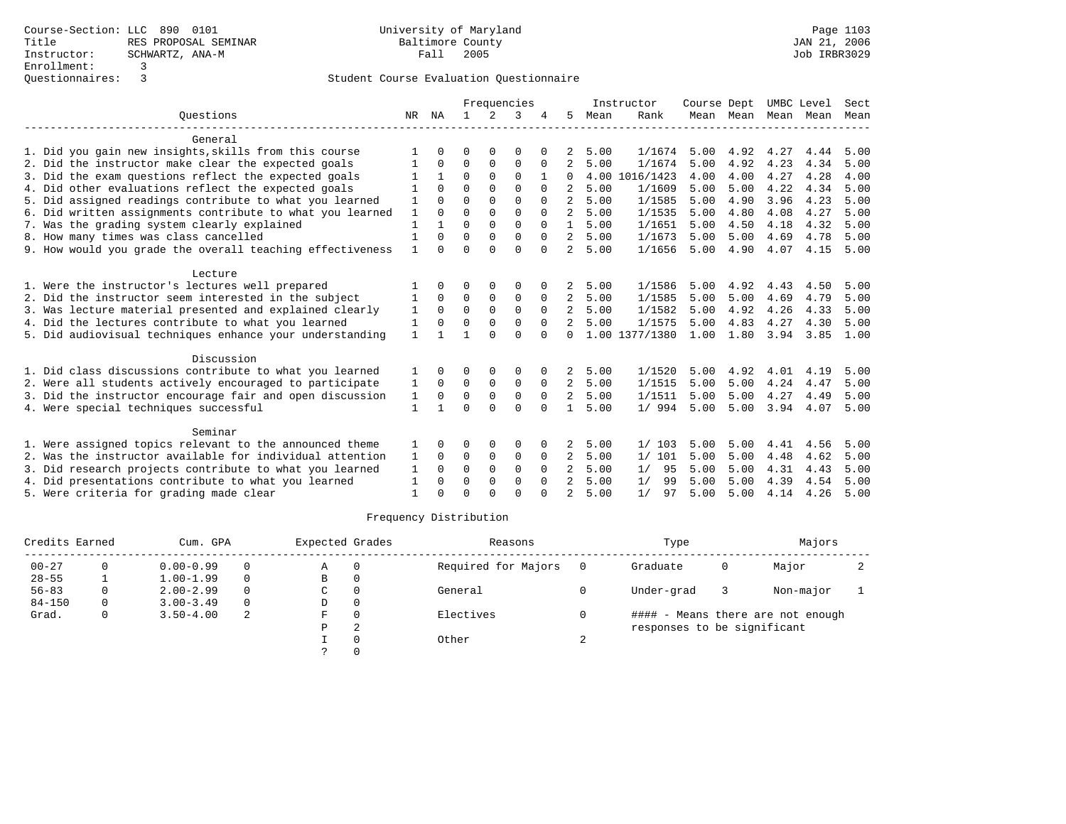Course-Section: LLC 890 0101
Title: RES PROPOSAL SEMINAR
Instructor: SCHWARTZ, ANA-M
Enrollment: 3
Questionnaires: 3

University of Maryland
Baltimore County
Fall 2005

JAN 21, 2006
Job IRBR3029

Student Course Evaluation Questionnaire

| Questions | NR | NA | 1 | 2 | 3 | 4 | 5 | Instructor Mean | Instructor Rank | Course Mean | Dept Mean | UMBC Mean | Level Mean | Sect Mean |
|---|---|---|---|---|---|---|---|---|---|---|---|---|---|---|
| **General** | | | | | | | | | | | | | | |
| 1. Did you gain new insights,skills from this course | 1 | 0 | 0 | 0 | 0 | 0 | 2 | 5.00 | 1/1674 | 5.00 | 4.92 | 4.27 | 4.44 | 5.00 |
| 2. Did the instructor make clear the expected goals | 1 | 0 | 0 | 0 | 0 | 0 | 2 | 5.00 | 1/1674 | 5.00 | 4.92 | 4.23 | 4.34 | 5.00 |
| 3. Did the exam questions reflect the expected goals | 1 | 1 | 0 | 0 | 0 | 1 | 0 | 4.00 | 1016/1423 | 4.00 | 4.00 | 4.27 | 4.28 | 4.00 |
| 4. Did other evaluations reflect the expected goals | 1 | 0 | 0 | 0 | 0 | 0 | 2 | 5.00 | 1/1609 | 5.00 | 5.00 | 4.22 | 4.34 | 5.00 |
| 5. Did assigned readings contribute to what you learned | 1 | 0 | 0 | 0 | 0 | 0 | 2 | 5.00 | 1/1585 | 5.00 | 4.90 | 3.96 | 4.23 | 5.00 |
| 6. Did written assignments contribute to what you learned | 1 | 0 | 0 | 0 | 0 | 0 | 2 | 5.00 | 1/1535 | 5.00 | 4.80 | 4.08 | 4.27 | 5.00 |
| 7. Was the grading system clearly explained | 1 | 1 | 0 | 0 | 0 | 0 | 1 | 5.00 | 1/1651 | 5.00 | 4.50 | 4.18 | 4.32 | 5.00 |
| 8. How many times was class cancelled | 1 | 0 | 0 | 0 | 0 | 0 | 2 | 5.00 | 1/1673 | 5.00 | 5.00 | 4.69 | 4.78 | 5.00 |
| 9. How would you grade the overall teaching effectiveness | 1 | 0 | 0 | 0 | 0 | 0 | 2 | 5.00 | 1/1656 | 5.00 | 4.90 | 4.07 | 4.15 | 5.00 |
| **Lecture** | | | | | | | | | | | | | | |
| 1. Were the instructor's lectures well prepared | 1 | 0 | 0 | 0 | 0 | 0 | 2 | 5.00 | 1/1586 | 5.00 | 4.92 | 4.43 | 4.50 | 5.00 |
| 2. Did the instructor seem interested in the subject | 1 | 0 | 0 | 0 | 0 | 0 | 2 | 5.00 | 1/1585 | 5.00 | 5.00 | 4.69 | 4.79 | 5.00 |
| 3. Was lecture material presented and explained clearly | 1 | 0 | 0 | 0 | 0 | 0 | 2 | 5.00 | 1/1582 | 5.00 | 4.92 | 4.26 | 4.33 | 5.00 |
| 4. Did the lectures contribute to what you learned | 1 | 0 | 0 | 0 | 0 | 0 | 2 | 5.00 | 1/1575 | 5.00 | 4.83 | 4.27 | 4.30 | 5.00 |
| 5. Did audiovisual techniques enhance your understanding | 1 | 1 | 1 | 0 | 0 | 0 | 0 | 1.00 | 1377/1380 | 1.00 | 1.80 | 3.94 | 3.85 | 1.00 |
| **Discussion** | | | | | | | | | | | | | | |
| 1. Did class discussions contribute to what you learned | 1 | 0 | 0 | 0 | 0 | 0 | 2 | 5.00 | 1/1520 | 5.00 | 4.92 | 4.01 | 4.19 | 5.00 |
| 2. Were all students actively encouraged to participate | 1 | 0 | 0 | 0 | 0 | 0 | 2 | 5.00 | 1/1515 | 5.00 | 5.00 | 4.24 | 4.47 | 5.00 |
| 3. Did the instructor encourage fair and open discussion | 1 | 0 | 0 | 0 | 0 | 0 | 2 | 5.00 | 1/1511 | 5.00 | 5.00 | 4.27 | 4.49 | 5.00 |
| 4. Were special techniques successful | 1 | 1 | 0 | 0 | 0 | 0 | 1 | 5.00 | 1/ 994 | 5.00 | 5.00 | 3.94 | 4.07 | 5.00 |
| **Seminar** | | | | | | | | | | | | | | |
| 1. Were assigned topics relevant to the announced theme | 1 | 0 | 0 | 0 | 0 | 0 | 2 | 5.00 | 1/ 103 | 5.00 | 5.00 | 4.41 | 4.56 | 5.00 |
| 2. Was the instructor available for individual attention | 1 | 0 | 0 | 0 | 0 | 0 | 2 | 5.00 | 1/ 101 | 5.00 | 5.00 | 4.48 | 4.62 | 5.00 |
| 3. Did research projects contribute to what you learned | 1 | 0 | 0 | 0 | 0 | 0 | 2 | 5.00 | 1/ 95 | 5.00 | 5.00 | 4.31 | 4.43 | 5.00 |
| 4. Did presentations contribute to what you learned | 1 | 0 | 0 | 0 | 0 | 0 | 2 | 5.00 | 1/ 99 | 5.00 | 5.00 | 4.39 | 4.54 | 5.00 |
| 5. Were criteria for grading made clear | 1 | 0 | 0 | 0 | 0 | 0 | 2 | 5.00 | 1/ 97 | 5.00 | 5.00 | 4.14 | 4.26 | 5.00 |

Frequency Distribution

| Credits Earned | | Cum. GPA | | Expected Grades | | Reasons | | Type | | Majors | |
|---|---|---|---|---|---|---|---|---|---|---|---|
| 00-27 | 0 | 0.00-0.99 | 0 | A | 0 | Required for Majors | 0 | Graduate | 0 | Major | 2 |
| 28-55 | 1 | 1.00-1.99 | 0 | B | 0 | | | | | | |
| 56-83 | 0 | 2.00-2.99 | 0 | C | 0 | General | 0 | Under-grad | 3 | Non-major | 1 |
| 84-150 | 0 | 3.00-3.49 | 0 | D | 0 | | | | | | |
| Grad. | 0 | 3.50-4.00 | 2 | F | 0 | Electives | 0 | #### - Means there are not enough responses to be significant | | | |
| | | | | P | 2 | | | | | | |
| | | | | I | 0 | Other | 2 | | | | |
| | | | | ? | 0 | | | | | | |